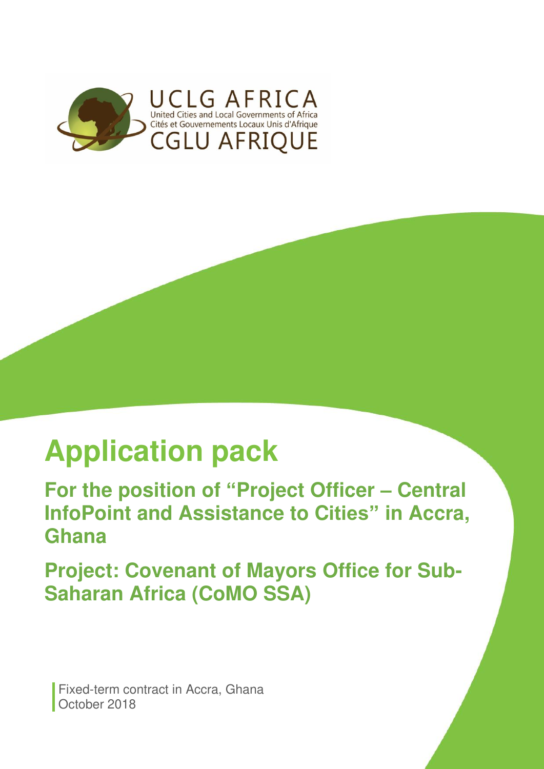UCLG AFRICA
United Cities and Local Governments of Africa
Cités et Gouvernements Locaux Unis d'Afrique
CGLU AFRIQUE

# Application pack

## For the position of "Project Officer – Central InfoPoint and Assistance to Cities" in Accra, Ghana

## Project: Covenant of Mayors Office for Sub-Saharan Africa (CoMO SSA)

Fixed-term contract in Accra, Ghana
October 2018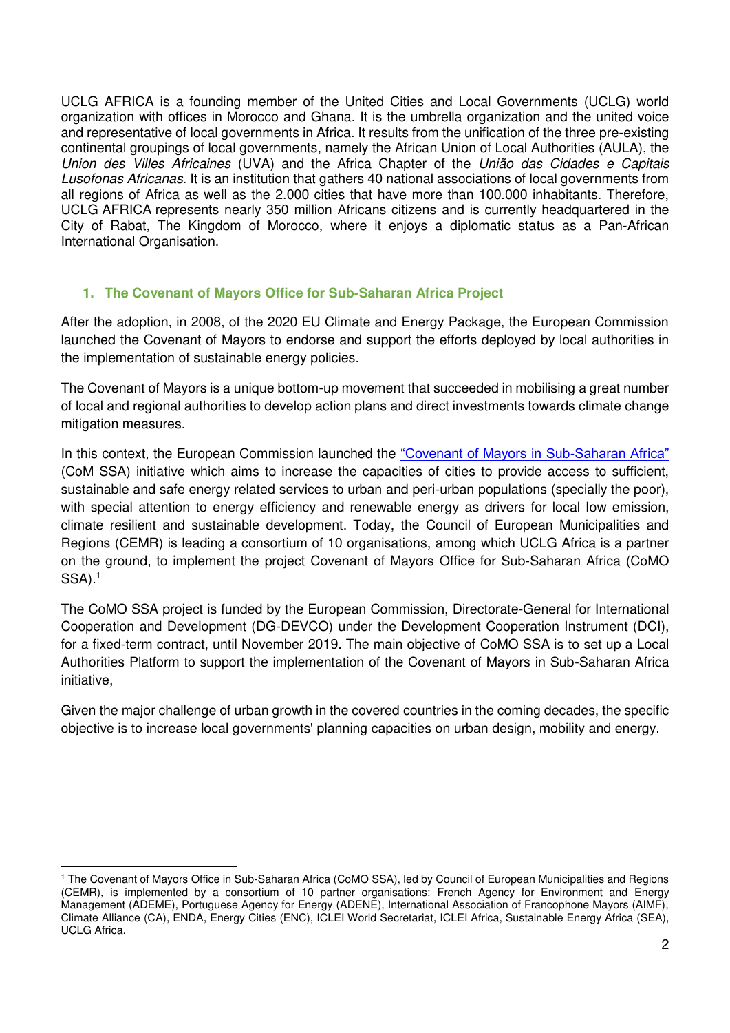UCLG AFRICA is a founding member of the United Cities and Local Governments (UCLG) world organization with offices in Morocco and Ghana. It is the umbrella organization and the united voice and representative of local governments in Africa. It results from the unification of the three pre-existing continental groupings of local governments, namely the African Union of Local Authorities (AULA), the *Union des Villes Africaines* (UVA) and the Africa Chapter of the *União das Cidades e Capitais Lusofonas Africanas*. It is an institution that gathers 40 national associations of local governments from all regions of Africa as well as the 2.000 cities that have more than 100.000 inhabitants. Therefore, UCLG AFRICA represents nearly 350 million Africans citizens and is currently headquartered in the City of Rabat, The Kingdom of Morocco, where it enjoys a diplomatic status as a Pan-African International Organisation.

## 1. The Covenant of Mayors Office for Sub-Saharan Africa Project

After the adoption, in 2008, of the 2020 EU Climate and Energy Package, the European Commission launched the Covenant of Mayors to endorse and support the efforts deployed by local authorities in the implementation of sustainable energy policies.

The Covenant of Mayors is a unique bottom-up movement that succeeded in mobilising a great number of local and regional authorities to develop action plans and direct investments towards climate change mitigation measures.

In this context, the European Commission launched the "Covenant of Mayors in Sub-Saharan Africa" (CoM SSA) initiative which aims to increase the capacities of cities to provide access to sufficient, sustainable and safe energy related services to urban and peri-urban populations (specially the poor), with special attention to energy efficiency and renewable energy as drivers for local low emission, climate resilient and sustainable development. Today, the Council of European Municipalities and Regions (CEMR) is leading a consortium of 10 organisations, among which UCLG Africa is a partner on the ground, to implement the project Covenant of Mayors Office for Sub-Saharan Africa (CoMO SSA).[1]

The CoMO SSA project is funded by the European Commission, Directorate-General for International Cooperation and Development (DG-DEVCO) under the Development Cooperation Instrument (DCI), for a fixed-term contract, until November 2019. The main objective of CoMO SSA is to set up a Local Authorities Platform to support the implementation of the Covenant of Mayors in Sub-Saharan Africa initiative,

Given the major challenge of urban growth in the covered countries in the coming decades, the specific objective is to increase local governments' planning capacities on urban design, mobility and energy.

---

[1] The Covenant of Mayors Office in Sub-Saharan Africa (CoMO SSA), led by Council of European Municipalities and Regions (CEMR), is implemented by a consortium of 10 partner organisations: French Agency for Environment and Energy Management (ADEME), Portuguese Agency for Energy (ADENE), International Association of Francophone Mayors (AIMF), Climate Alliance (CA), ENDA, Energy Cities (ENC), ICLEI World Secretariat, ICLEI Africa, Sustainable Energy Africa (SEA), UCLG Africa.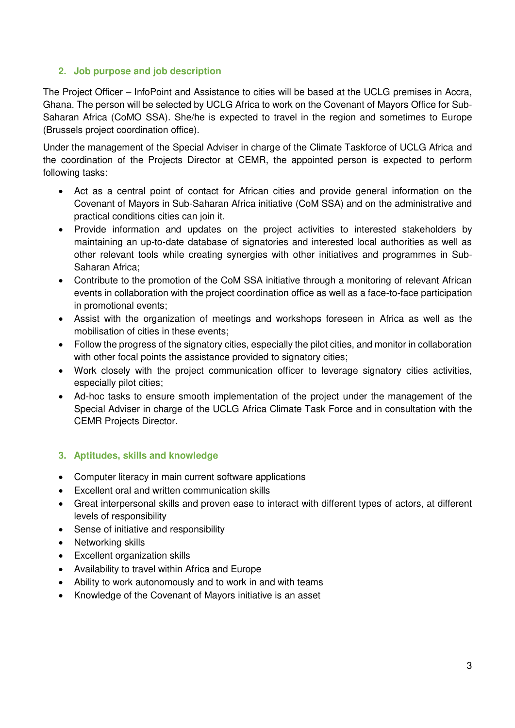## 2. Job purpose and job description

The Project Officer – InfoPoint and Assistance to cities will be based at the UCLG premises in Accra, Ghana. The person will be selected by UCLG Africa to work on the Covenant of Mayors Office for Sub-Saharan Africa (CoMO SSA). She/he is expected to travel in the region and sometimes to Europe (Brussels project coordination office).

Under the management of the Special Adviser in charge of the Climate Taskforce of UCLG Africa and the coordination of the Projects Director at CEMR, the appointed person is expected to perform following tasks:

- Act as a central point of contact for African cities and provide general information on the Covenant of Mayors in Sub-Saharan Africa initiative (CoM SSA) and on the administrative and practical conditions cities can join it.
- Provide information and updates on the project activities to interested stakeholders by maintaining an up-to-date database of signatories and interested local authorities as well as other relevant tools while creating synergies with other initiatives and programmes in Sub-Saharan Africa;
- Contribute to the promotion of the CoM SSA initiative through a monitoring of relevant African events in collaboration with the project coordination office as well as a face-to-face participation in promotional events;
- Assist with the organization of meetings and workshops foreseen in Africa as well as the mobilisation of cities in these events;
- Follow the progress of the signatory cities, especially the pilot cities, and monitor in collaboration with other focal points the assistance provided to signatory cities;
- Work closely with the project communication officer to leverage signatory cities activities, especially pilot cities;
- Ad-hoc tasks to ensure smooth implementation of the project under the management of the Special Adviser in charge of the UCLG Africa Climate Task Force and in consultation with the CEMR Projects Director.

## 3. Aptitudes, skills and knowledge

- Computer literacy in main current software applications
- Excellent oral and written communication skills
- Great interpersonal skills and proven ease to interact with different types of actors, at different levels of responsibility
- Sense of initiative and responsibility
- Networking skills
- Excellent organization skills
- Availability to travel within Africa and Europe
- Ability to work autonomously and to work in and with teams
- Knowledge of the Covenant of Mayors initiative is an asset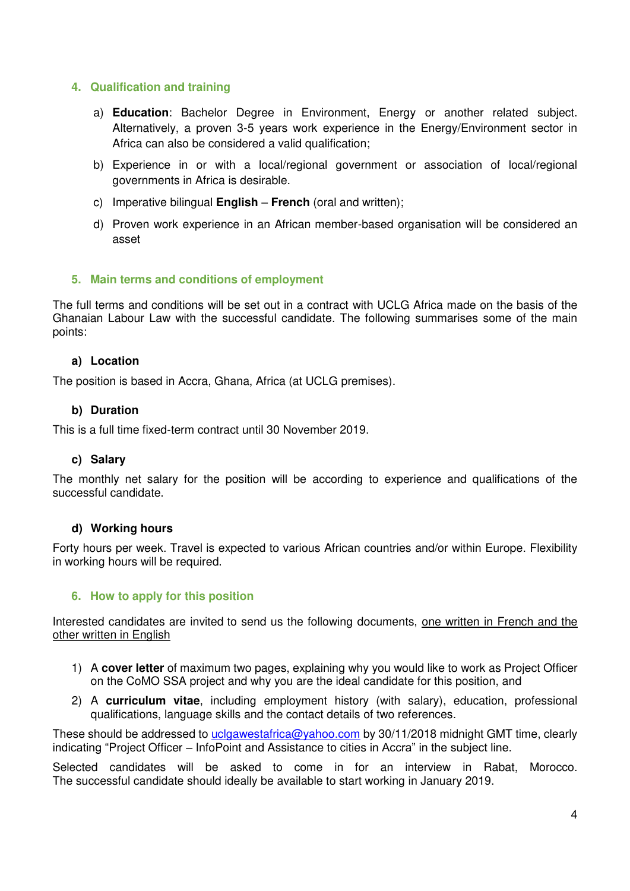## 4. Qualification and training

a) **Education**: Bachelor Degree in Environment, Energy or another related subject. Alternatively, a proven 3-5 years work experience in the Energy/Environment sector in Africa can also be considered a valid qualification;

b) Experience in or with a local/regional government or association of local/regional governments in Africa is desirable.

c) Imperative bilingual **English** – **French** (oral and written);

d) Proven work experience in an African member-based organisation will be considered an asset

## 5. Main terms and conditions of employment

The full terms and conditions will be set out in a contract with UCLG Africa made on the basis of the Ghanaian Labour Law with the successful candidate. The following summarises some of the main points:

### a) Location

The position is based in Accra, Ghana, Africa (at UCLG premises).

### b) Duration

This is a full time fixed-term contract until 30 November 2019.

### c) Salary

The monthly net salary for the position will be according to experience and qualifications of the successful candidate.

### d) Working hours

Forty hours per week. Travel is expected to various African countries and/or within Europe. Flexibility in working hours will be required.

## 6. How to apply for this position

Interested candidates are invited to send us the following documents, <u>one written in French and the other written in English</u>

1) A **cover letter** of maximum two pages, explaining why you would like to work as Project Officer on the CoMO SSA project and why you are the ideal candidate for this position, and
2) A **curriculum vitae**, including employment history (with salary), education, professional qualifications, language skills and the contact details of two references.

These should be addressed to uclgawestafrica@yahoo.com by 30/11/2018 midnight GMT time, clearly indicating "Project Officer – InfoPoint and Assistance to cities in Accra" in the subject line.

Selected candidates will be asked to come in for an interview in Rabat, Morocco. The successful candidate should ideally be available to start working in January 2019.